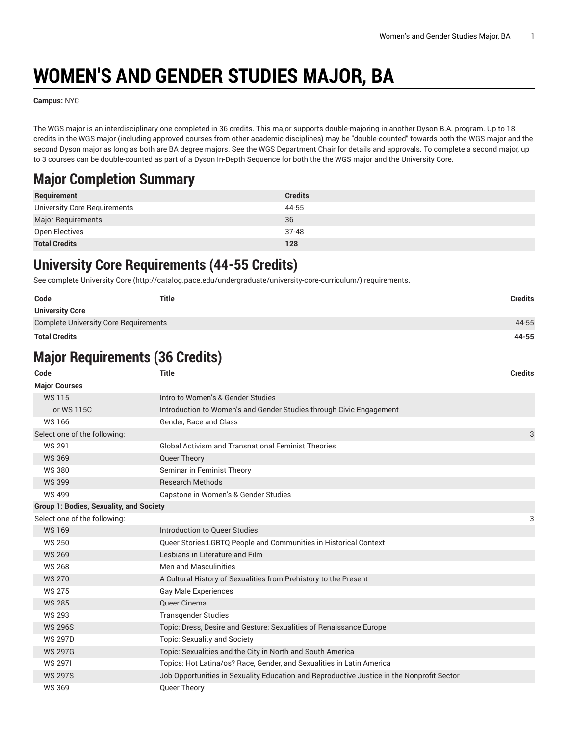# WOMEN'S AND GENDER STUDIES MAJOR, BA

**Campus:** NYC

The WGS major is an interdisciplinary one completed in 36 credits. This major supports double-majoring in another Dyson B.A. program. Up to 18 credits in the WGS major (including approved courses from other academic disciplines) may be "double-counted" towards both the WGS major and the second Dyson major as long as both are BA degree majors. See the WGS Department Chair for details and approvals. To complete a second major, up to 3 courses can be double-counted as part of a Dyson In-Depth Sequence for both the the WGS major and the University Core.

## Major Completion Summary

| Requirement | Credits |
|---|---|
| University Core Requirements | 44-55 |
| Major Requirements | 36 |
| Open Electives | 37-48 |
| **Total Credits** | **128** |

## University Core Requirements (44-55 Credits)

See complete University Core (http://catalog.pace.edu/undergraduate/university-core-curriculum/) requirements.

| Code | Title | Credits |
|---|---|---|
| **University Core** | | |
| Complete University Core Requirements | | 44-55 |
| **Total Credits** | | **44-55** |

## Major Requirements (36 Credits)

| Code | Title | Credits |
|---|---|---|
| **Major Courses** | | |
| WS 115 | Intro to Women's & Gender Studies | |
| or WS 115C | Introduction to Women's and Gender Studies through Civic Engagement | |
| WS 166 | Gender, Race and Class | |
| Select one of the following: | | 3 |
| WS 291 | Global Activism and Transnational Feminist Theories | |
| WS 369 | Queer Theory | |
| WS 380 | Seminar in Feminist Theory | |
| WS 399 | Research Methods | |
| WS 499 | Capstone in Women's & Gender Studies | |
| **Group 1: Bodies, Sexuality, and Society** | | |
| Select one of the following: | | 3 |
| WS 169 | Introduction to Queer Studies | |
| WS 250 | Queer Stories:LGBTQ People and Communities in Historical Context | |
| WS 269 | Lesbians in Literature and Film | |
| WS 268 | Men and Masculinities | |
| WS 270 | A Cultural History of Sexualities from Prehistory to the Present | |
| WS 275 | Gay Male Experiences | |
| WS 285 | Queer Cinema | |
| WS 293 | Transgender Studies | |
| WS 296S | Topic: Dress, Desire and Gesture: Sexualities of Renaissance Europe | |
| WS 297D | Topic: Sexuality and Society | |
| WS 297G | Topic: Sexualities and the City in North and South America | |
| WS 297I | Topics: Hot Latina/os? Race, Gender, and Sexualities in Latin America | |
| WS 297S | Job Opportunities in Sexuality Education and Reproductive Justice in the Nonprofit Sector | |
| WS 369 | Queer Theory | |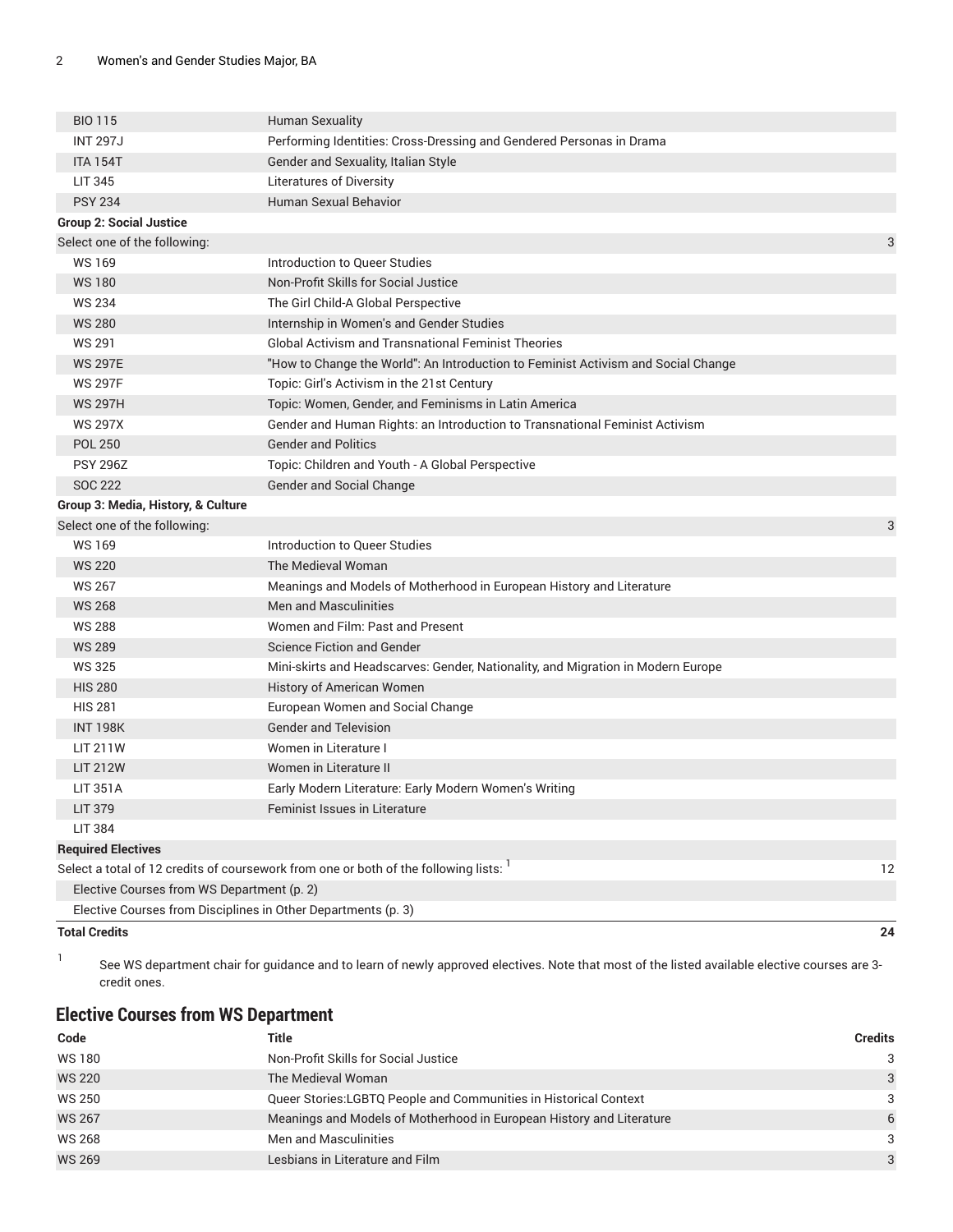| | | |
|---|---|---|
| BIO 115 | Human Sexuality | |
| INT 297J | Performing Identities: Cross-Dressing and Gendered Personas in Drama | |
| ITA 154T | Gender and Sexuality, Italian Style | |
| LIT 345 | Literatures of Diversity | |
| PSY 234 | Human Sexual Behavior | |
| **Group 2: Social Justice** | | |
| Select one of the following: | | 3 |
| WS 169 | Introduction to Queer Studies | |
| WS 180 | Non-Profit Skills for Social Justice | |
| WS 234 | The Girl Child-A Global Perspective | |
| WS 280 | Internship in Women's and Gender Studies | |
| WS 291 | Global Activism and Transnational Feminist Theories | |
| WS 297E | "How to Change the World": An Introduction to Feminist Activism and Social Change | |
| WS 297F | Topic: Girl's Activism in the 21st Century | |
| WS 297H | Topic: Women, Gender, and Feminisms in Latin America | |
| WS 297X | Gender and Human Rights: an Introduction to Transnational Feminist Activism | |
| POL 250 | Gender and Politics | |
| PSY 296Z | Topic: Children and Youth - A Global Perspective | |
| SOC 222 | Gender and Social Change | |
| **Group 3: Media, History, & Culture** | | |
| Select one of the following: | | 3 |
| WS 169 | Introduction to Queer Studies | |
| WS 220 | The Medieval Woman | |
| WS 267 | Meanings and Models of Motherhood in European History and Literature | |
| WS 268 | Men and Masculinities | |
| WS 288 | Women and Film: Past and Present | |
| WS 289 | Science Fiction and Gender | |
| WS 325 | Mini-skirts and Headscarves: Gender, Nationality, and Migration in Modern Europe | |
| HIS 280 | History of American Women | |
| HIS 281 | European Women and Social Change | |
| INT 198K | Gender and Television | |
| LIT 211W | Women in Literature I | |
| LIT 212W | Women in Literature II | |
| LIT 351A | Early Modern Literature: Early Modern Women's Writing | |
| LIT 379 | Feminist Issues in Literature | |
| LIT 384 | | |
| **Required Electives** | | |
| Select a total of 12 credits of coursework from one or both of the following lists: [1] | | 12 |
| Elective Courses from WS Department (p. 2) | | |
| Elective Courses from Disciplines in Other Departments (p. 3) | | |
| **Total Credits** | | **24** |

[1] See WS department chair for guidance and to learn of newly approved electives. Note that most of the listed available elective courses are 3-credit ones.

## Elective Courses from WS Department

| Code | Title | Credits |
|---|---|---|
| WS 180 | Non-Profit Skills for Social Justice | 3 |
| WS 220 | The Medieval Woman | 3 |
| WS 250 | Queer Stories:LGBTQ People and Communities in Historical Context | 3 |
| WS 267 | Meanings and Models of Motherhood in European History and Literature | 6 |
| WS 268 | Men and Masculinities | 3 |
| WS 269 | Lesbians in Literature and Film | 3 |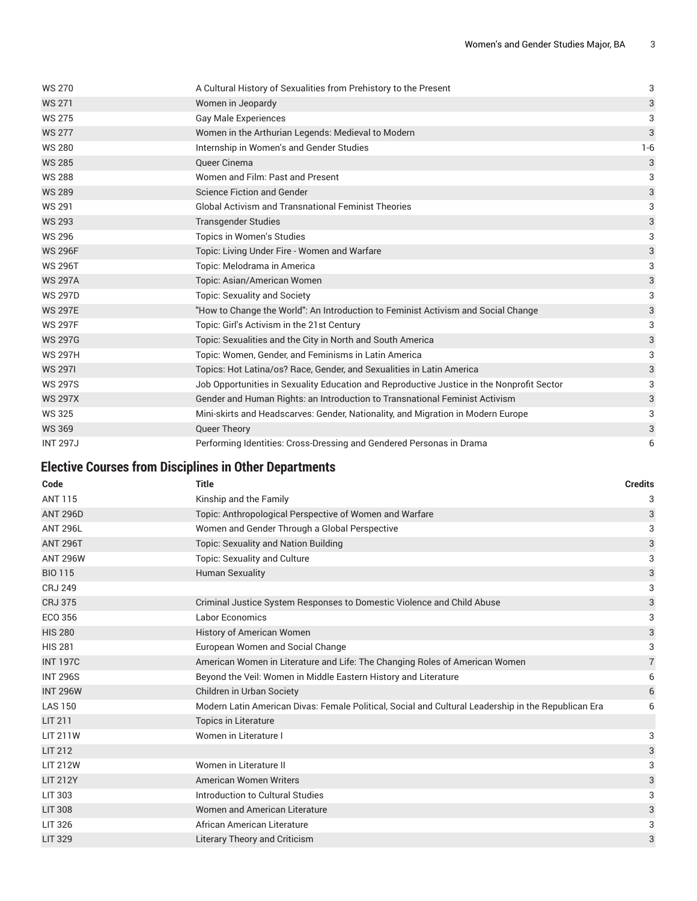| | | |
|---|---|---|
| WS 270 | A Cultural History of Sexualities from Prehistory to the Present | 3 |
| WS 271 | Women in Jeopardy | 3 |
| WS 275 | Gay Male Experiences | 3 |
| WS 277 | Women in the Arthurian Legends: Medieval to Modern | 3 |
| WS 280 | Internship in Women's and Gender Studies | 1-6 |
| WS 285 | Queer Cinema | 3 |
| WS 288 | Women and Film: Past and Present | 3 |
| WS 289 | Science Fiction and Gender | 3 |
| WS 291 | Global Activism and Transnational Feminist Theories | 3 |
| WS 293 | Transgender Studies | 3 |
| WS 296 | Topics in Women's Studies | 3 |
| WS 296F | Topic: Living Under Fire - Women and Warfare | 3 |
| WS 296T | Topic: Melodrama in America | 3 |
| WS 297A | Topic: Asian/American Women | 3 |
| WS 297D | Topic: Sexuality and Society | 3 |
| WS 297E | "How to Change the World": An Introduction to Feminist Activism and Social Change | 3 |
| WS 297F | Topic: Girl's Activism in the 21st Century | 3 |
| WS 297G | Topic: Sexualities and the City in North and South America | 3 |
| WS 297H | Topic: Women, Gender, and Feminisms in Latin America | 3 |
| WS 297I | Topics: Hot Latina/os? Race, Gender, and Sexualities in Latin America | 3 |
| WS 297S | Job Opportunities in Sexuality Education and Reproductive Justice in the Nonprofit Sector | 3 |
| WS 297X | Gender and Human Rights: an Introduction to Transnational Feminist Activism | 3 |
| WS 325 | Mini-skirts and Headscarves: Gender, Nationality, and Migration in Modern Europe | 3 |
| WS 369 | Queer Theory | 3 |
| INT 297J | Performing Identities: Cross-Dressing and Gendered Personas in Drama | 6 |

## Elective Courses from Disciplines in Other Departments

| Code | Title | Credits |
|---|---|---|
| ANT 115 | Kinship and the Family | 3 |
| ANT 296D | Topic: Anthropological Perspective of Women and Warfare | 3 |
| ANT 296L | Women and Gender Through a Global Perspective | 3 |
| ANT 296T | Topic: Sexuality and Nation Building | 3 |
| ANT 296W | Topic: Sexuality and Culture | 3 |
| BIO 115 | Human Sexuality | 3 |
| CRJ 249 | | 3 |
| CRJ 375 | Criminal Justice System Responses to Domestic Violence and Child Abuse | 3 |
| ECO 356 | Labor Economics | 3 |
| HIS 280 | History of American Women | 3 |
| HIS 281 | European Women and Social Change | 3 |
| INT 197C | American Women in Literature and Life: The Changing Roles of American Women | 7 |
| INT 296S | Beyond the Veil: Women in Middle Eastern History and Literature | 6 |
| INT 296W | Children in Urban Society | 6 |
| LAS 150 | Modern Latin American Divas: Female Political, Social and Cultural Leadership in the Republican Era | 6 |
| LIT 211 | Topics in Literature | |
| LIT 211W | Women in Literature I | 3 |
| LIT 212 | | 3 |
| LIT 212W | Women in Literature II | 3 |
| LIT 212Y | American Women Writers | 3 |
| LIT 303 | Introduction to Cultural Studies | 3 |
| LIT 308 | Women and American Literature | 3 |
| LIT 326 | African American Literature | 3 |
| LIT 329 | Literary Theory and Criticism | 3 |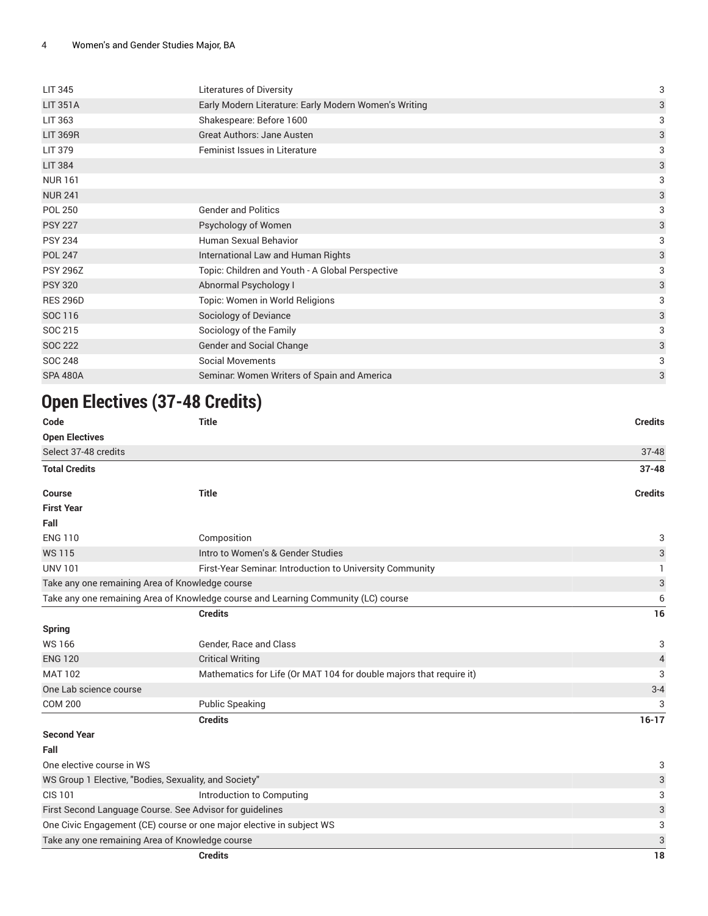| | | |
|---|---|---|
| LIT 345 | Literatures of Diversity | 3 |
| LIT 351A | Early Modern Literature: Early Modern Women's Writing | 3 |
| LIT 363 | Shakespeare: Before 1600 | 3 |
| LIT 369R | Great Authors: Jane Austen | 3 |
| LIT 379 | Feminist Issues in Literature | 3 |
| LIT 384 | | 3 |
| NUR 161 | | 3 |
| NUR 241 | | 3 |
| POL 250 | Gender and Politics | 3 |
| PSY 227 | Psychology of Women | 3 |
| PSY 234 | Human Sexual Behavior | 3 |
| POL 247 | International Law and Human Rights | 3 |
| PSY 296Z | Topic: Children and Youth - A Global Perspective | 3 |
| PSY 320 | Abnormal Psychology I | 3 |
| RES 296D | Topic: Women in World Religions | 3 |
| SOC 116 | Sociology of Deviance | 3 |
| SOC 215 | Sociology of the Family | 3 |
| SOC 222 | Gender and Social Change | 3 |
| SOC 248 | Social Movements | 3 |
| SPA 480A | Seminar: Women Writers of Spain and America | 3 |

## Open Electives (37-48 Credits)

| Code | Title | Credits |
|---|---|---|
| **Open Electives** | | |
| Select 37-48 credits | | 37-48 |
| **Total Credits** | | **37-48** |

| Course | Title | Credits |
|---|---|---|
| **First Year** | | |
| **Fall** | | |
| ENG 110 | Composition | 3 |
| WS 115 | Intro to Women's & Gender Studies | 3 |
| UNV 101 | First-Year Seminar: Introduction to University Community | 1 |
| Take any one remaining Area of Knowledge course | | 3 |
| Take any one remaining Area of Knowledge course and Learning Community (LC) course | | 6 |
| | **Credits** | **16** |
| **Spring** | | |
| WS 166 | Gender, Race and Class | 3 |
| ENG 120 | Critical Writing | 4 |
| MAT 102 | Mathematics for Life (Or MAT 104 for double majors that require it) | 3 |
| One Lab science course | | 3-4 |
| COM 200 | Public Speaking | 3 |
| | **Credits** | **16-17** |
| **Second Year** | | |
| **Fall** | | |
| One elective course in WS | | 3 |
| WS Group 1 Elective, "Bodies, Sexuality, and Society" | | 3 |
| CIS 101 | Introduction to Computing | 3 |
| First Second Language Course. See Advisor for guidelines | | 3 |
| One Civic Engagement (CE) course or one major elective in subject WS | | 3 |
| Take any one remaining Area of Knowledge course | | 3 |
| | **Credits** | **18** |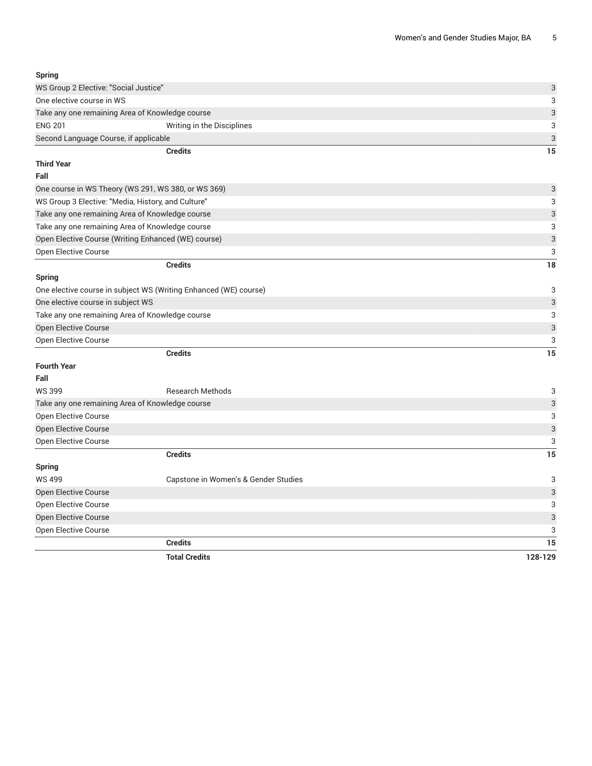| | | |
|---|---|---|
| **Spring** | | |
| WS Group 2 Elective: "Social Justice" | | 3 |
| One elective course in WS | | 3 |
| Take any one remaining Area of Knowledge course | | 3 |
| ENG 201 | Writing in the Disciplines | 3 |
| Second Language Course, if applicable | | 3 |
| | **Credits** | **15** |
| **Third Year** | | |
| **Fall** | | |
| One course in WS Theory (WS 291, WS 380, or WS 369) | | 3 |
| WS Group 3 Elective: "Media, History, and Culture" | | 3 |
| Take any one remaining Area of Knowledge course | | 3 |
| Take any one remaining Area of Knowledge course | | 3 |
| Open Elective Course (Writing Enhanced (WE) course) | | 3 |
| Open Elective Course | | 3 |
| | **Credits** | **18** |
| **Spring** | | |
| One elective course in subject WS (Writing Enhanced (WE) course) | | 3 |
| One elective course in subject WS | | 3 |
| Take any one remaining Area of Knowledge course | | 3 |
| Open Elective Course | | 3 |
| Open Elective Course | | 3 |
| | **Credits** | **15** |
| **Fourth Year** | | |
| **Fall** | | |
| WS 399 | Research Methods | 3 |
| Take any one remaining Area of Knowledge course | | 3 |
| Open Elective Course | | 3 |
| Open Elective Course | | 3 |
| Open Elective Course | | 3 |
| | **Credits** | **15** |
| **Spring** | | |
| WS 499 | Capstone in Women's & Gender Studies | 3 |
| Open Elective Course | | 3 |
| Open Elective Course | | 3 |
| Open Elective Course | | 3 |
| Open Elective Course | | 3 |
| | **Credits** | **15** |
| | **Total Credits** | **128-129** |